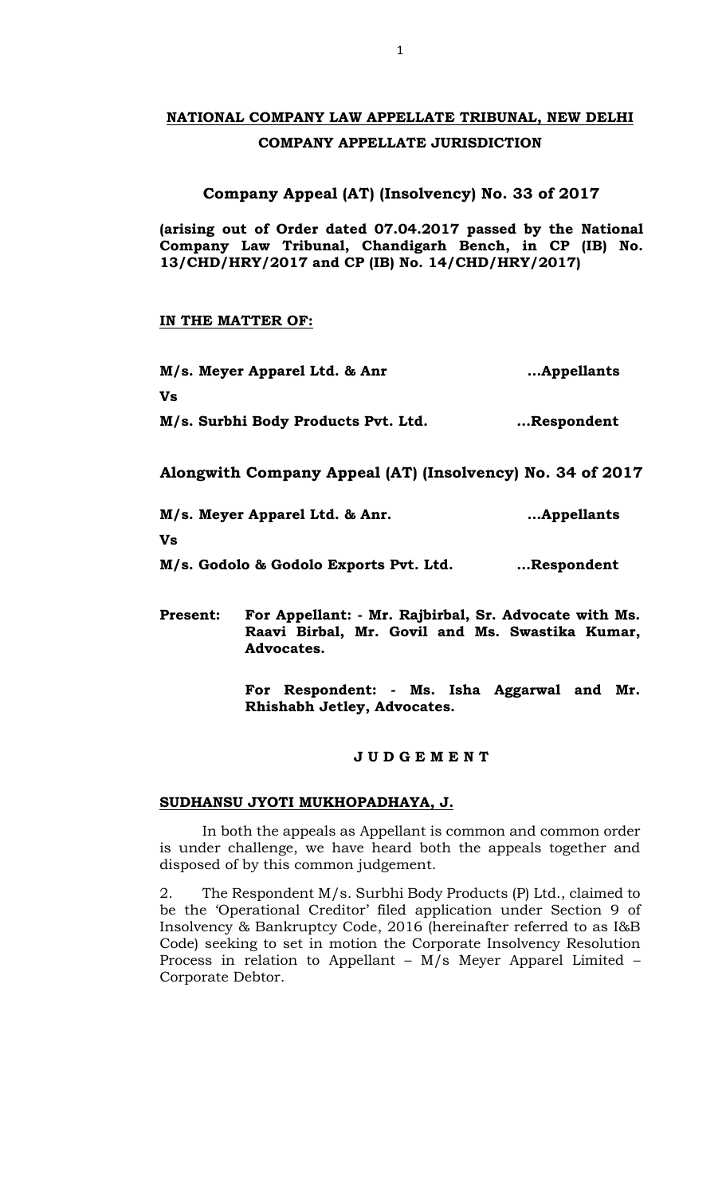# NATIONAL COMPANY LAW APPELLATE TRIBUNAL, NEW DELHI

## COMPANY APPELLATE JURISDICTION

### Company Appeal (AT) (Insolvency) No. 33 of 2017

**(arising out of Order dated 07.04.2017 passed by the National Company Law Tribunal, Chandigarh Bench, in CP (IB) No. 13/CHD/HRY/2017 and CP (IB) No. 14/CHD/HRY/2017)**

**IN THE MATTER OF:**

**M/s. Meyer Apparel Ltd. & Anr** **...Appellants**

**Vs**

**M/s. Surbhi Body Products Pvt. Ltd.** **...Respondent**

### Alongwith Company Appeal (AT) (Insolvency) No. 34 of 2017

**M/s. Meyer Apparel Ltd. & Anr.** **...Appellants**

**Vs**

**M/s. Godolo & Godolo Exports Pvt. Ltd.** **...Respondent**

**Present:** **For Appellant: - Mr. Rajbirbal, Sr. Advocate with Ms. Raavi Birbal, Mr. Govil and Ms. Swastika Kumar, Advocates.**

**For Respondent: - Ms. Isha Aggarwal and Mr. Rhishabh Jetley, Advocates.**

**J U D G E M E N T**

**SUDHANSU JYOTI MUKHOPADHAYA, J.**

In both the appeals as Appellant is common and common order is under challenge, we have heard both the appeals together and disposed of by this common judgement.

2. The Respondent M/s. Surbhi Body Products (P) Ltd., claimed to be the 'Operational Creditor' filed application under Section 9 of Insolvency & Bankruptcy Code, 2016 (hereinafter referred to as I&B Code) seeking to set in motion the Corporate Insolvency Resolution Process in relation to Appellant – M/s Meyer Apparel Limited – Corporate Debtor.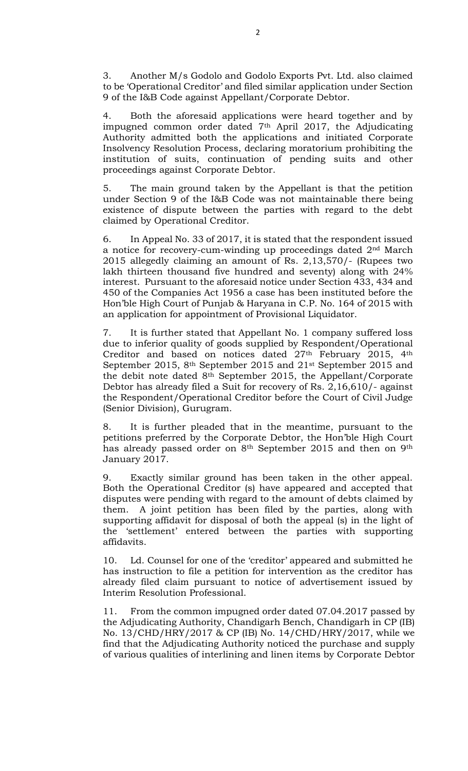3. Another M/s Godolo and Godolo Exports Pvt. Ltd. also claimed to be 'Operational Creditor' and filed similar application under Section 9 of the I&B Code against Appellant/Corporate Debtor.

4. Both the aforesaid applications were heard together and by impugned common order dated 7th April 2017, the Adjudicating Authority admitted both the applications and initiated Corporate Insolvency Resolution Process, declaring moratorium prohibiting the institution of suits, continuation of pending suits and other proceedings against Corporate Debtor.

5. The main ground taken by the Appellant is that the petition under Section 9 of the I&B Code was not maintainable there being existence of dispute between the parties with regard to the debt claimed by Operational Creditor.

6. In Appeal No. 33 of 2017, it is stated that the respondent issued a notice for recovery-cum-winding up proceedings dated 2nd March 2015 allegedly claiming an amount of Rs. 2,13,570/- (Rupees two lakh thirteen thousand five hundred and seventy) along with 24% interest. Pursuant to the aforesaid notice under Section 433, 434 and 450 of the Companies Act 1956 a case has been instituted before the Hon'ble High Court of Punjab & Haryana in C.P. No. 164 of 2015 with an application for appointment of Provisional Liquidator.

7. It is further stated that Appellant No. 1 company suffered loss due to inferior quality of goods supplied by Respondent/Operational Creditor and based on notices dated 27th February 2015, 4th September 2015, 8th September 2015 and 21st September 2015 and the debit note dated 8th September 2015, the Appellant/Corporate Debtor has already filed a Suit for recovery of Rs. 2,16,610/- against the Respondent/Operational Creditor before the Court of Civil Judge (Senior Division), Gurugram.

8. It is further pleaded that in the meantime, pursuant to the petitions preferred by the Corporate Debtor, the Hon'ble High Court has already passed order on 8th September 2015 and then on 9th January 2017.

9. Exactly similar ground has been taken in the other appeal. Both the Operational Creditor (s) have appeared and accepted that disputes were pending with regard to the amount of debts claimed by them. A joint petition has been filed by the parties, along with supporting affidavit for disposal of both the appeal (s) in the light of the 'settlement' entered between the parties with supporting affidavits.

10. Ld. Counsel for one of the 'creditor' appeared and submitted he has instruction to file a petition for intervention as the creditor has already filed claim pursuant to notice of advertisement issued by Interim Resolution Professional.

11. From the common impugned order dated 07.04.2017 passed by the Adjudicating Authority, Chandigarh Bench, Chandigarh in CP (IB) No. 13/CHD/HRY/2017 & CP (IB) No. 14/CHD/HRY/2017, while we find that the Adjudicating Authority noticed the purchase and supply of various qualities of interlining and linen items by Corporate Debtor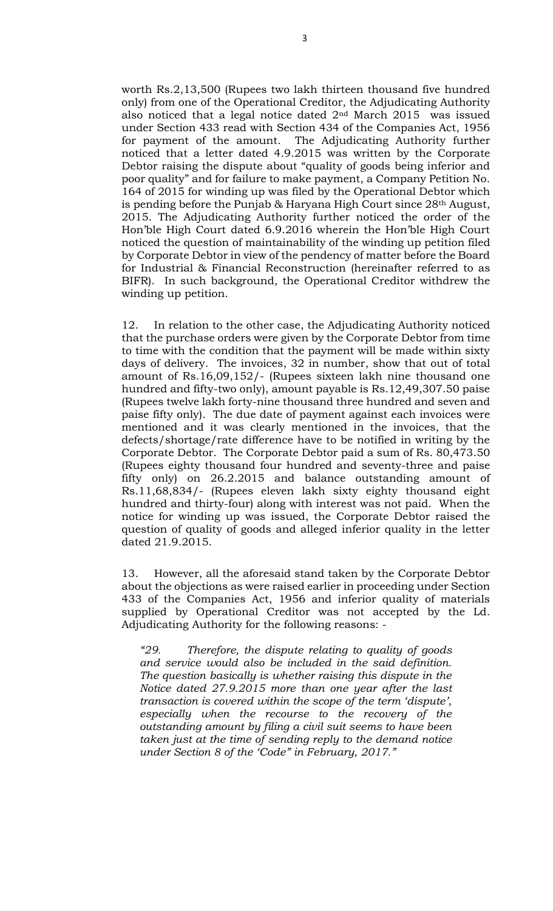worth Rs.2,13,500 (Rupees two lakh thirteen thousand five hundred only) from one of the Operational Creditor, the Adjudicating Authority also noticed that a legal notice dated 2nd March 2015 was issued under Section 433 read with Section 434 of the Companies Act, 1956 for payment of the amount. The Adjudicating Authority further noticed that a letter dated 4.9.2015 was written by the Corporate Debtor raising the dispute about "quality of goods being inferior and poor quality" and for failure to make payment, a Company Petition No. 164 of 2015 for winding up was filed by the Operational Debtor which is pending before the Punjab & Haryana High Court since 28th August, 2015. The Adjudicating Authority further noticed the order of the Hon'ble High Court dated 6.9.2016 wherein the Hon'ble High Court noticed the question of maintainability of the winding up petition filed by Corporate Debtor in view of the pendency of matter before the Board for Industrial & Financial Reconstruction (hereinafter referred to as BIFR). In such background, the Operational Creditor withdrew the winding up petition.

12. In relation to the other case, the Adjudicating Authority noticed that the purchase orders were given by the Corporate Debtor from time to time with the condition that the payment will be made within sixty days of delivery. The invoices, 32 in number, show that out of total amount of Rs.16,09,152/- (Rupees sixteen lakh nine thousand one hundred and fifty-two only), amount payable is Rs.12,49,307.50 paise (Rupees twelve lakh forty-nine thousand three hundred and seven and paise fifty only). The due date of payment against each invoices were mentioned and it was clearly mentioned in the invoices, that the defects/shortage/rate difference have to be notified in writing by the Corporate Debtor. The Corporate Debtor paid a sum of Rs. 80,473.50 (Rupees eighty thousand four hundred and seventy-three and paise fifty only) on 26.2.2015 and balance outstanding amount of Rs.11,68,834/- (Rupees eleven lakh sixty eighty thousand eight hundred and thirty-four) along with interest was not paid. When the notice for winding up was issued, the Corporate Debtor raised the question of quality of goods and alleged inferior quality in the letter dated 21.9.2015.

13. However, all the aforesaid stand taken by the Corporate Debtor about the objections as were raised earlier in proceeding under Section 433 of the Companies Act, 1956 and inferior quality of materials supplied by Operational Creditor was not accepted by the Ld. Adjudicating Authority for the following reasons: -

> *"29. Therefore, the dispute relating to quality of goods and service would also be included in the said definition. The question basically is whether raising this dispute in the Notice dated 27.9.2015 more than one year after the last transaction is covered within the scope of the term 'dispute', especially when the recourse to the recovery of the outstanding amount by filing a civil suit seems to have been taken just at the time of sending reply to the demand notice under Section 8 of the 'Code" in February, 2017."*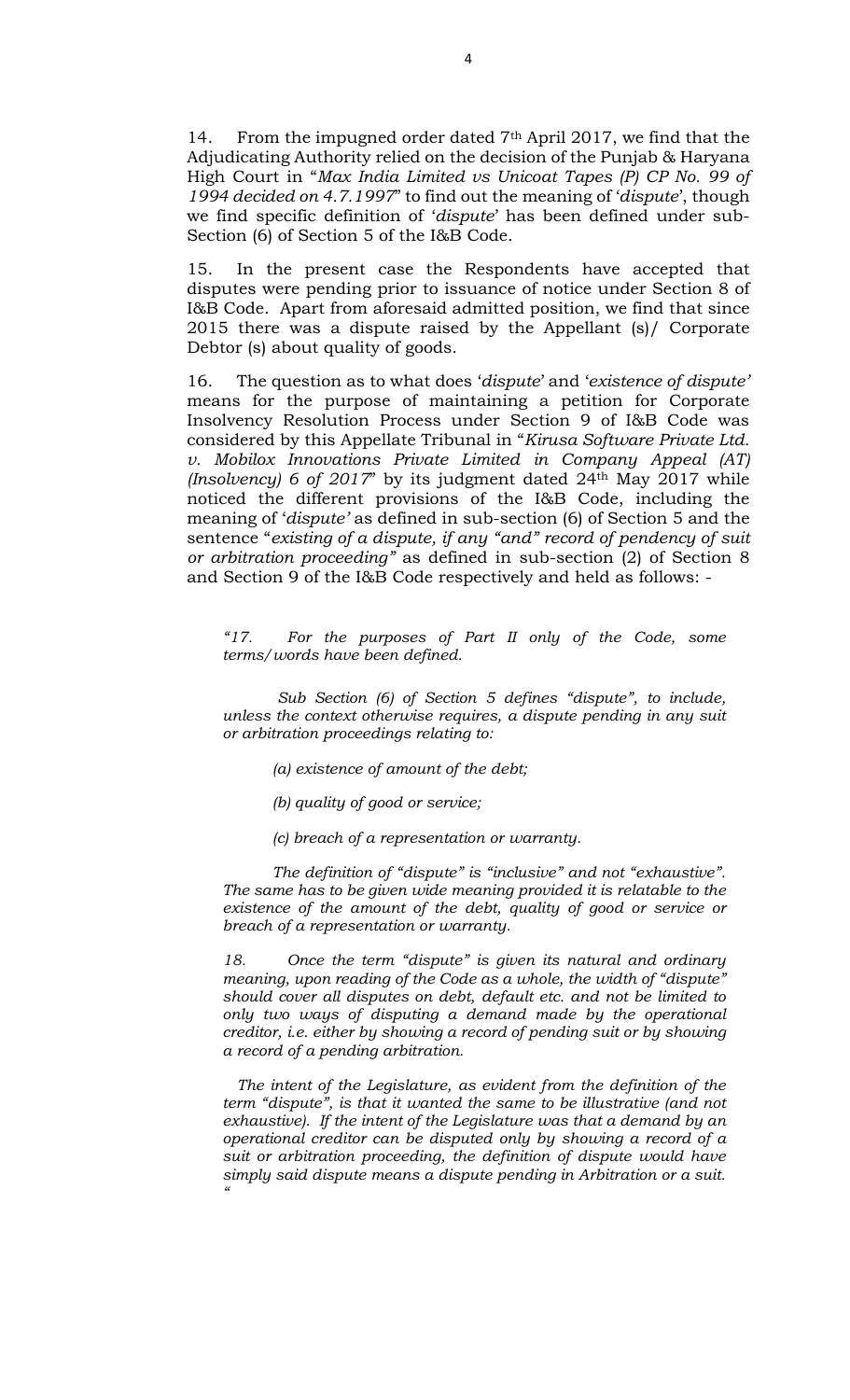14. From the impugned order dated 7th April 2017, we find that the Adjudicating Authority relied on the decision of the Punjab & Haryana High Court in "*Max India Limited vs Unicoat Tapes (P) CP No. 99 of 1994 decided on 4.7.1997*" to find out the meaning of '*dispute*', though we find specific definition of '*dispute*' has been defined under sub-Section (6) of Section 5 of the I&B Code.

15. In the present case the Respondents have accepted that disputes were pending prior to issuance of notice under Section 8 of I&B Code. Apart from aforesaid admitted position, we find that since 2015 there was a dispute raised by the Appellant (s)/ Corporate Debtor (s) about quality of goods.

16. The question as to what does '*dispute*' and '*existence of dispute'* means for the purpose of maintaining a petition for Corporate Insolvency Resolution Process under Section 9 of I&B Code was considered by this Appellate Tribunal in "*Kirusa Software Private Ltd. v. Mobilox Innovations Private Limited in Company Appeal (AT) (Insolvency) 6 of 2017*" by its judgment dated 24th May 2017 while noticed the different provisions of the I&B Code, including the meaning of '*dispute'* as defined in sub-section (6) of Section 5 and the sentence "*existing of a dispute, if any "and" record of pendency of suit or arbitration proceeding"* as defined in sub-section (2) of Section 8 and Section 9 of the I&B Code respectively and held as follows: -

> *"17. For the purposes of Part II only of the Code, some terms/words have been defined.*
>
> *Sub Section (6) of Section 5 defines "dispute", to include, unless the context otherwise requires, a dispute pending in any suit or arbitration proceedings relating to:*
>
> *(a) existence of amount of the debt;*
>
> *(b) quality of good or service;*
>
> *(c) breach of a representation or warranty.*
>
> *The definition of "dispute" is "inclusive" and not "exhaustive". The same has to be given wide meaning provided it is relatable to the existence of the amount of the debt, quality of good or service or breach of a representation or warranty.*
>
> *18. Once the term "dispute" is given its natural and ordinary meaning, upon reading of the Code as a whole, the width of "dispute" should cover all disputes on debt, default etc. and not be limited to only two ways of disputing a demand made by the operational creditor, i.e. either by showing a record of pending suit or by showing a record of a pending arbitration.*
>
> *The intent of the Legislature, as evident from the definition of the term "dispute", is that it wanted the same to be illustrative (and not exhaustive). If the intent of the Legislature was that a demand by an operational creditor can be disputed only by showing a record of a suit or arbitration proceeding, the definition of dispute would have simply said dispute means a dispute pending in Arbitration or a suit. "*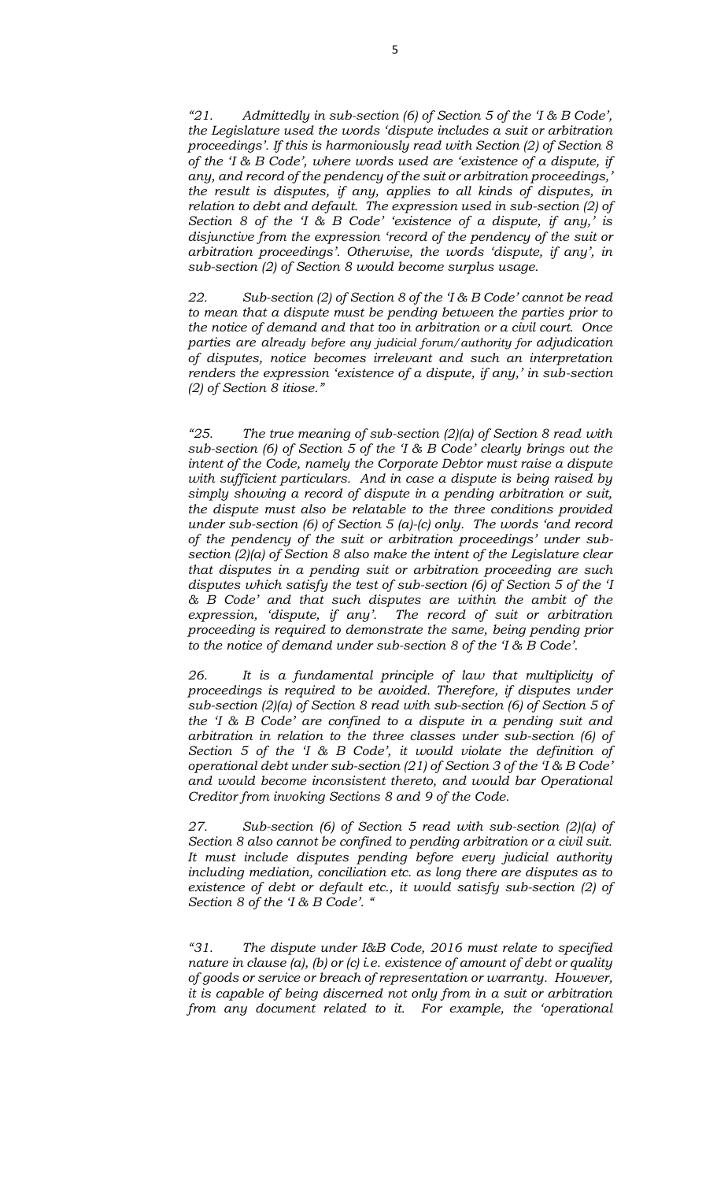*"21. Admittedly in sub-section (6) of Section 5 of the 'I & B Code', the Legislature used the words 'dispute includes a suit or arbitration proceedings'. If this is harmoniously read with Section (2) of Section 8 of the 'I & B Code', where words used are 'existence of a dispute, if any, and record of the pendency of the suit or arbitration proceedings,' the result is disputes, if any, applies to all kinds of disputes, in relation to debt and default. The expression used in sub-section (2) of Section 8 of the 'I & B Code' 'existence of a dispute, if any,' is disjunctive from the expression 'record of the pendency of the suit or arbitration proceedings'. Otherwise, the words 'dispute, if any', in sub-section (2) of Section 8 would become surplus usage.*

*22. Sub-section (2) of Section 8 of the 'I & B Code' cannot be read to mean that a dispute must be pending between the parties prior to the notice of demand and that too in arbitration or a civil court. Once parties are already before any judicial forum/authority for adjudication of disputes, notice becomes irrelevant and such an interpretation renders the expression 'existence of a dispute, if any,' in sub-section (2) of Section 8 itiose."*

*"25. The true meaning of sub-section (2)(a) of Section 8 read with sub-section (6) of Section 5 of the 'I & B Code' clearly brings out the intent of the Code, namely the Corporate Debtor must raise a dispute with sufficient particulars. And in case a dispute is being raised by simply showing a record of dispute in a pending arbitration or suit, the dispute must also be relatable to the three conditions provided under sub-section (6) of Section 5 (a)-(c) only. The words 'and record of the pendency of the suit or arbitration proceedings' under sub-section (2)(a) of Section 8 also make the intent of the Legislature clear that disputes in a pending suit or arbitration proceeding are such disputes which satisfy the test of sub-section (6) of Section 5 of the 'I & B Code' and that such disputes are within the ambit of the expression, 'dispute, if any'. The record of suit or arbitration proceeding is required to demonstrate the same, being pending prior to the notice of demand under sub-section 8 of the 'I & B Code'.*

*26. It is a fundamental principle of law that multiplicity of proceedings is required to be avoided. Therefore, if disputes under sub-section (2)(a) of Section 8 read with sub-section (6) of Section 5 of the 'I & B Code' are confined to a dispute in a pending suit and arbitration in relation to the three classes under sub-section (6) of Section 5 of the 'I & B Code', it would violate the definition of operational debt under sub-section (21) of Section 3 of the 'I & B Code' and would become inconsistent thereto, and would bar Operational Creditor from invoking Sections 8 and 9 of the Code.*

*27. Sub-section (6) of Section 5 read with sub-section (2)(a) of Section 8 also cannot be confined to pending arbitration or a civil suit. It must include disputes pending before every judicial authority including mediation, conciliation etc. as long there are disputes as to existence of debt or default etc., it would satisfy sub-section (2) of Section 8 of the 'I & B Code'. "*

*"31. The dispute under I&B Code, 2016 must relate to specified nature in clause (a), (b) or (c) i.e. existence of amount of debt or quality of goods or service or breach of representation or warranty. However, it is capable of being discerned not only from in a suit or arbitration from any document related to it. For example, the 'operational*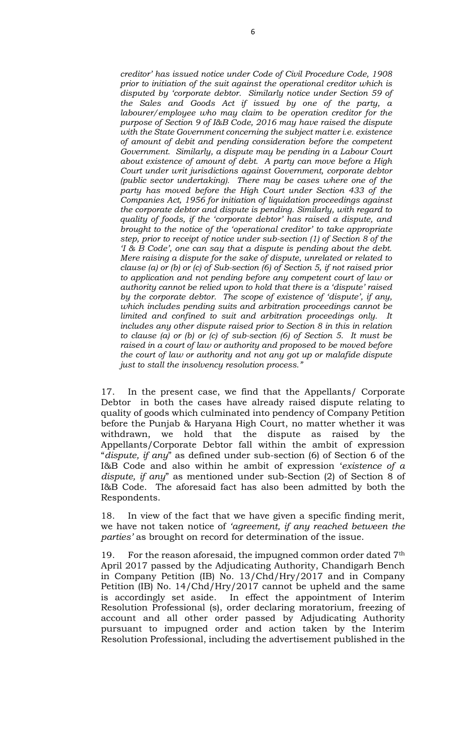*creditor' has issued notice under Code of Civil Procedure Code, 1908 prior to initiation of the suit against the operational creditor which is disputed by 'corporate debtor. Similarly notice under Section 59 of the Sales and Goods Act if issued by one of the party, a labourer/employee who may claim to be operation creditor for the purpose of Section 9 of I&B Code, 2016 may have raised the dispute with the State Government concerning the subject matter i.e. existence of amount of debit and pending consideration before the competent Government. Similarly, a dispute may be pending in a Labour Court about existence of amount of debt. A party can move before a High Court under writ jurisdictions against Government, corporate debtor (public sector undertaking). There may be cases where one of the party has moved before the High Court under Section 433 of the Companies Act, 1956 for initiation of liquidation proceedings against the corporate debtor and dispute is pending. Similarly, with regard to quality of foods, if the 'corporate debtor' has raised a dispute, and brought to the notice of the 'operational creditor' to take appropriate step, prior to receipt of notice under sub-section (1) of Section 8 of the 'I & B Code', one can say that a dispute is pending about the debt. Mere raising a dispute for the sake of dispute, unrelated or related to clause (a) or (b) or (c) of Sub-section (6) of Section 5, if not raised prior to application and not pending before any competent court of law or authority cannot be relied upon to hold that there is a 'dispute' raised by the corporate debtor. The scope of existence of 'dispute', if any, which includes pending suits and arbitration proceedings cannot be limited and confined to suit and arbitration proceedings only. It includes any other dispute raised prior to Section 8 in this in relation to clause (a) or (b) or (c) of sub-section (6) of Section 5. It must be raised in a court of law or authority and proposed to be moved before the court of law or authority and not any got up or malafide dispute just to stall the insolvency resolution process."*

17. In the present case, we find that the Appellants/ Corporate Debtor in both the cases have already raised dispute relating to quality of goods which culminated into pendency of Company Petition before the Punjab & Haryana High Court, no matter whether it was withdrawn, we hold that the dispute as raised by the Appellants/Corporate Debtor fall within the ambit of expression "*dispute, if any*" as defined under sub-section (6) of Section 6 of the I&B Code and also within he ambit of expression '*existence of a dispute, if any*" as mentioned under sub-Section (2) of Section 8 of I&B Code. The aforesaid fact has also been admitted by both the Respondents.

18. In view of the fact that we have given a specific finding merit, we have not taken notice of *'agreement, if any reached between the parties'* as brought on record for determination of the issue.

19. For the reason aforesaid, the impugned common order dated 7th April 2017 passed by the Adjudicating Authority, Chandigarh Bench in Company Petition (IB) No. 13/Chd/Hry/2017 and in Company Petition (IB) No. 14/Chd/Hry/2017 cannot be upheld and the same is accordingly set aside. In effect the appointment of Interim Resolution Professional (s), order declaring moratorium, freezing of account and all other order passed by Adjudicating Authority pursuant to impugned order and action taken by the Interim Resolution Professional, including the advertisement published in the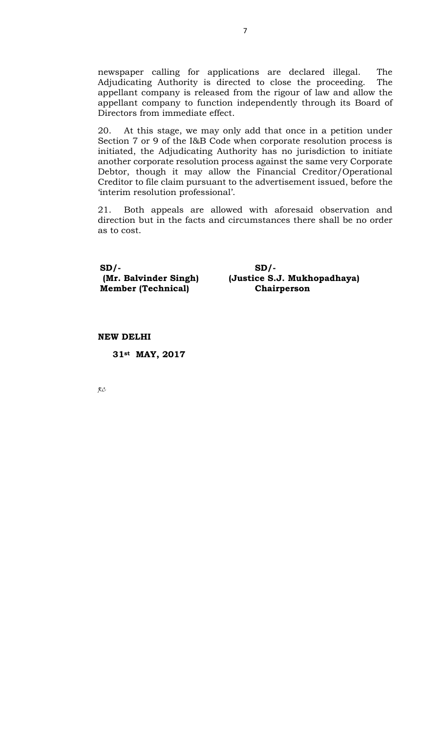newspaper calling for applications are declared illegal. The Adjudicating Authority is directed to close the proceeding. The appellant company is released from the rigour of law and allow the appellant company to function independently through its Board of Directors from immediate effect.

20. At this stage, we may only add that once in a petition under Section 7 or 9 of the I&B Code when corporate resolution process is initiated, the Adjudicating Authority has no jurisdiction to initiate another corporate resolution process against the same very Corporate Debtor, though it may allow the Financial Creditor/Operational Creditor to file claim pursuant to the advertisement issued, before the 'interim resolution professional'.

21. Both appeals are allowed with aforesaid observation and direction but in the facts and circumstances there shall be no order as to cost.

**SD/-**
**(Mr. Balvinder Singh)**
**Member (Technical)**

**SD/-**
**(Justice S.J. Mukhopadhaya)**
**Chairperson**

**NEW DELHI**

**31st MAY, 2017**

RC